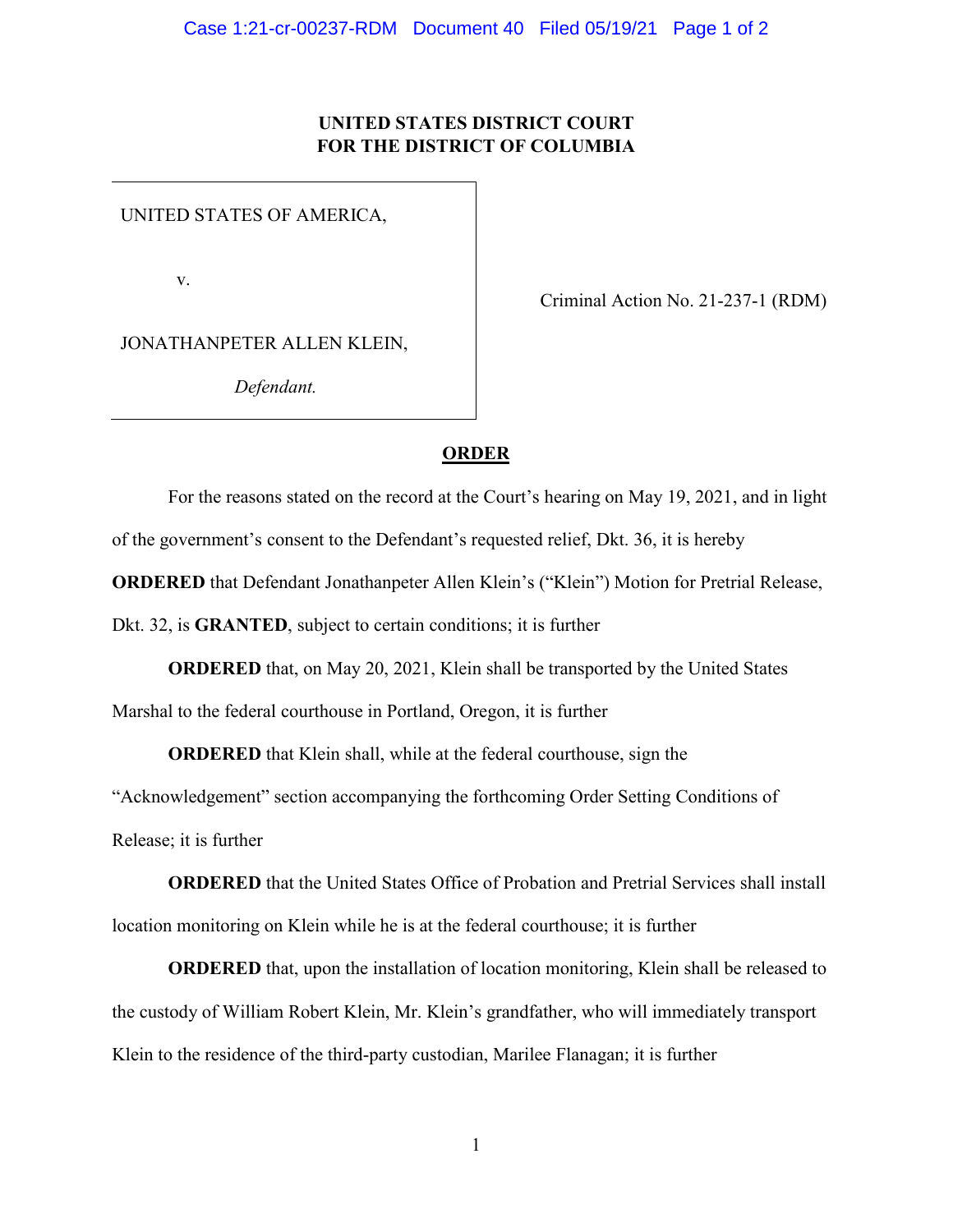**UNITED STATES DISTRICT COURT**
**FOR THE DISTRICT OF COLUMBIA**

| | |
|---|---|
| UNITED STATES OF AMERICA,<br><br>v.<br><br>JONATHANPETER ALLEN KLEIN,<br><br>*Defendant.* | Criminal Action No. 21-237-1 (RDM) |

**ORDER**

For the reasons stated on the record at the Court's hearing on May 19, 2021, and in light of the government's consent to the Defendant's requested relief, Dkt. 36, it is hereby **ORDERED** that Defendant Jonathanpeter Allen Klein's ("Klein") Motion for Pretrial Release, Dkt. 32, is **GRANTED**, subject to certain conditions; it is further

**ORDERED** that, on May 20, 2021, Klein shall be transported by the United States Marshal to the federal courthouse in Portland, Oregon, it is further

**ORDERED** that Klein shall, while at the federal courthouse, sign the "Acknowledgement" section accompanying the forthcoming Order Setting Conditions of Release; it is further

**ORDERED** that the United States Office of Probation and Pretrial Services shall install location monitoring on Klein while he is at the federal courthouse; it is further

**ORDERED** that, upon the installation of location monitoring, Klein shall be released to the custody of William Robert Klein, Mr. Klein's grandfather, who will immediately transport Klein to the residence of the third-party custodian, Marilee Flanagan; it is further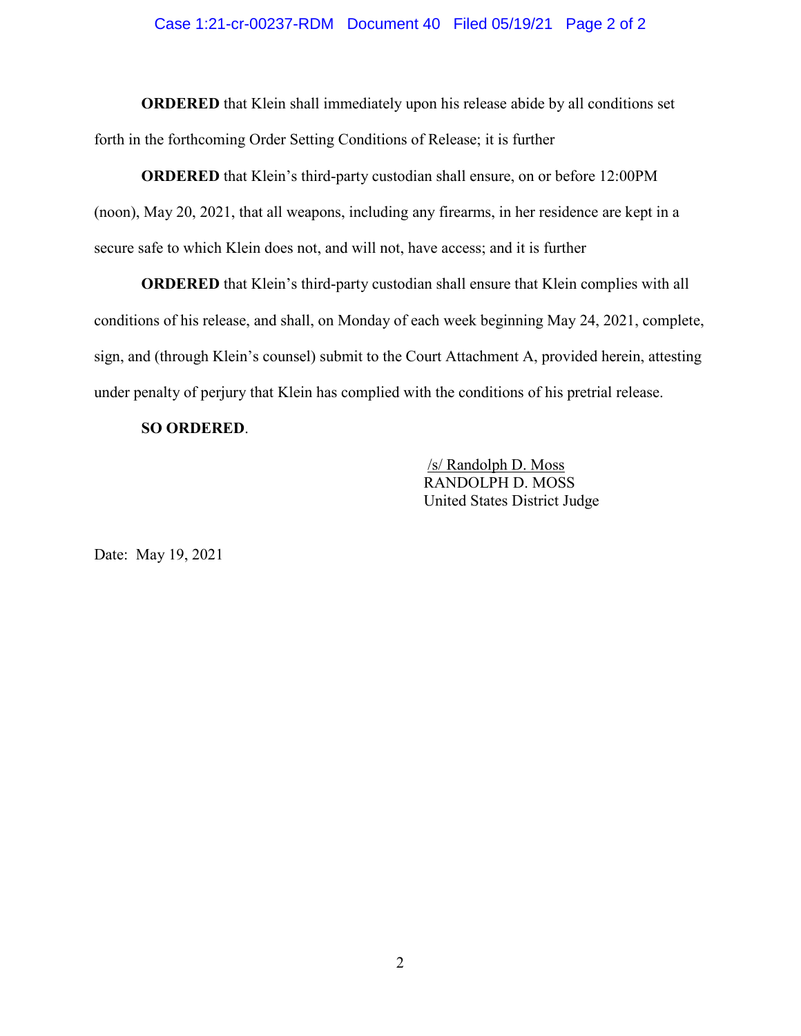**ORDERED** that Klein shall immediately upon his release abide by all conditions set forth in the forthcoming Order Setting Conditions of Release; it is further

**ORDERED** that Klein's third-party custodian shall ensure, on or before 12:00PM (noon), May 20, 2021, that all weapons, including any firearms, in her residence are kept in a secure safe to which Klein does not, and will not, have access; and it is further

**ORDERED** that Klein's third-party custodian shall ensure that Klein complies with all conditions of his release, and shall, on Monday of each week beginning May 24, 2021, complete, sign, and (through Klein's counsel) submit to the Court Attachment A, provided herein, attesting under penalty of perjury that Klein has complied with the conditions of his pretrial release.

**SO ORDERED**.

/s/ Randolph D. Moss
RANDOLPH D. MOSS
United States District Judge

Date: May 19, 2021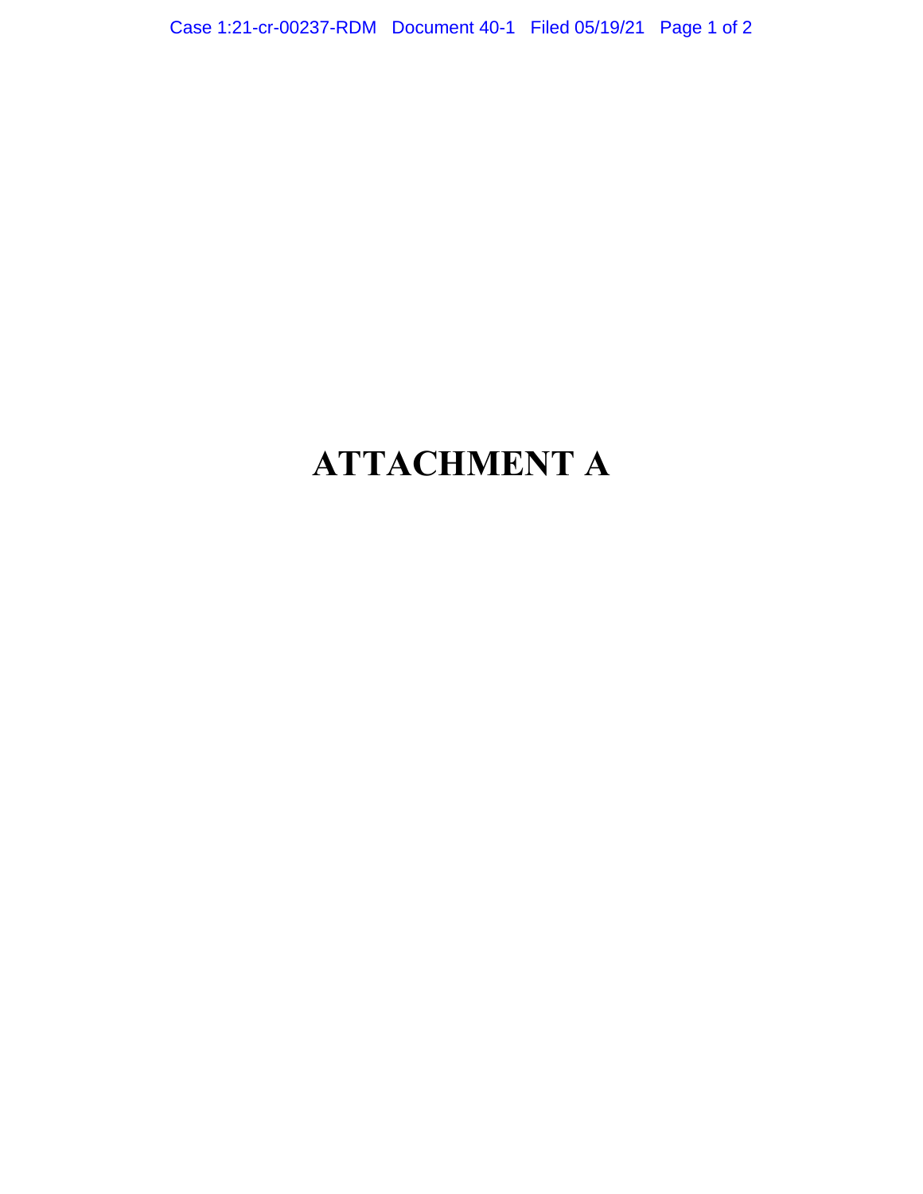# ATTACHMENT A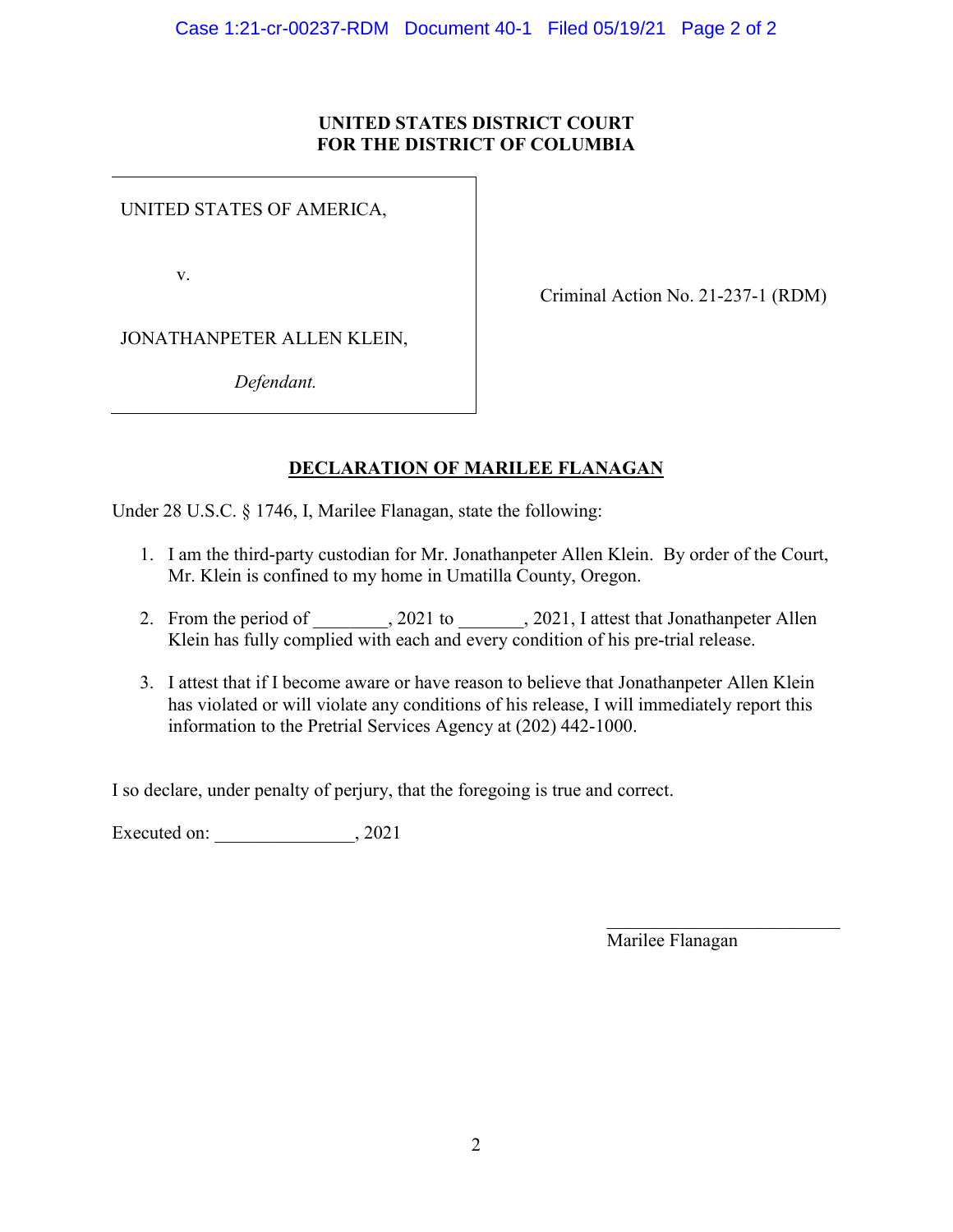**UNITED STATES DISTRICT COURT**
**FOR THE DISTRICT OF COLUMBIA**

| | |
|---|---|
| UNITED STATES OF AMERICA,<br><br>v.<br><br>JONATHANPETER ALLEN KLEIN,<br><br>*Defendant.* | Criminal Action No. 21-237-1 (RDM) |

**DECLARATION OF MARILEE FLANAGAN**

Under 28 U.S.C. § 1746, I, Marilee Flanagan, state the following:

1. I am the third-party custodian for Mr. Jonathanpeter Allen Klein. By order of the Court, Mr. Klein is confined to my home in Umatilla County, Oregon.

2. From the period of ________, 2021 to _______, 2021, I attest that Jonathanpeter Allen Klein has fully complied with each and every condition of his pre-trial release.

3. I attest that if I become aware or have reason to believe that Jonathanpeter Allen Klein has violated or will violate any conditions of his release, I will immediately report this information to the Pretrial Services Agency at (202) 442-1000.

I so declare, under penalty of perjury, that the foregoing is true and correct.

Executed on: _______________, 2021

_________________________
Marilee Flanagan